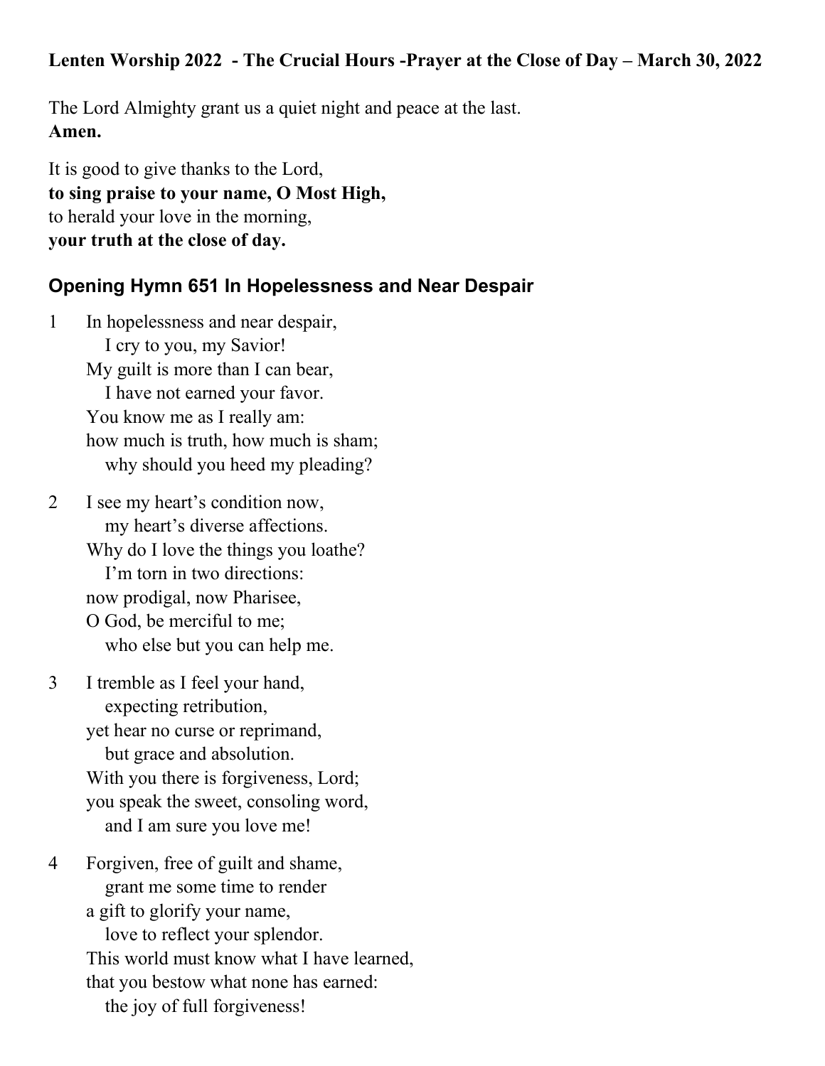**Lenten Worship 2022 - The Crucial Hours -Prayer at the Close of Day – March 30, 2022**

The Lord Almighty grant us a quiet night and peace at the last.
**Amen.**

It is good to give thanks to the Lord,
**to sing praise to your name, O Most High,**
to herald your love in the morning,
**your truth at the close of day.**

## Opening Hymn 651 In Hopelessness and Near Despair

1 In hopelessness and near despair,
  I cry to you, my Savior!
 My guilt is more than I can bear,
  I have not earned your favor.
 You know me as I really am:
 how much is truth, how much is sham;
  why should you heed my pleading?

2 I see my heart's condition now,
  my heart's diverse affections.
 Why do I love the things you loathe?
  I'm torn in two directions:
 now prodigal, now Pharisee,
 O God, be merciful to me;
  who else but you can help me.

3 I tremble as I feel your hand,
  expecting retribution,
 yet hear no curse or reprimand,
  but grace and absolution.
 With you there is forgiveness, Lord;
 you speak the sweet, consoling word,
  and I am sure you love me!

4 Forgiven, free of guilt and shame,
  grant me some time to render
 a gift to glorify your name,
  love to reflect your splendor.
 This world must know what I have learned,
 that you bestow what none has earned:
  the joy of full forgiveness!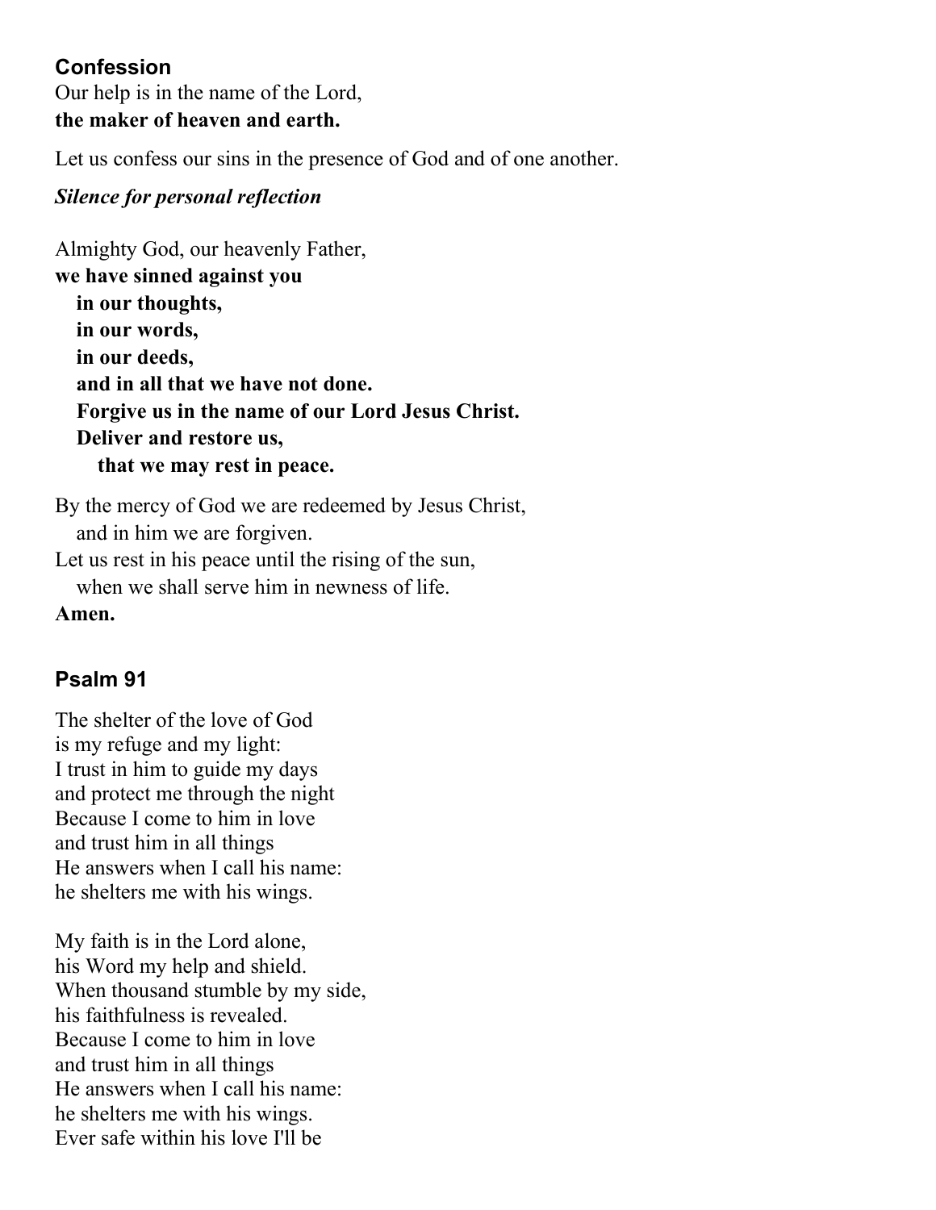## Confession

Our help is in the name of the Lord,
**the maker of heaven and earth.**

Let us confess our sins in the presence of God and of one another.

***Silence for personal reflection***

Almighty God, our heavenly Father,
**we have sinned against you**
**in our thoughts,**
**in our words,**
**in our deeds,**
**and in all that we have not done.**
**Forgive us in the name of our Lord Jesus Christ.**
**Deliver and restore us,**
**that we may rest in peace.**

By the mercy of God we are redeemed by Jesus Christ,
and in him we are forgiven.
Let us rest in his peace until the rising of the sun,
when we shall serve him in newness of life.
**Amen.**

## Psalm 91

The shelter of the love of God
is my refuge and my light:
I trust in him to guide my days
and protect me through the night
Because I come to him in love
and trust him in all things
He answers when I call his name:
he shelters me with his wings.

My faith is in the Lord alone,
his Word my help and shield.
When thousand stumble by my side,
his faithfulness is revealed.
Because I come to him in love
and trust him in all things
He answers when I call his name:
he shelters me with his wings.
Ever safe within his love I'll be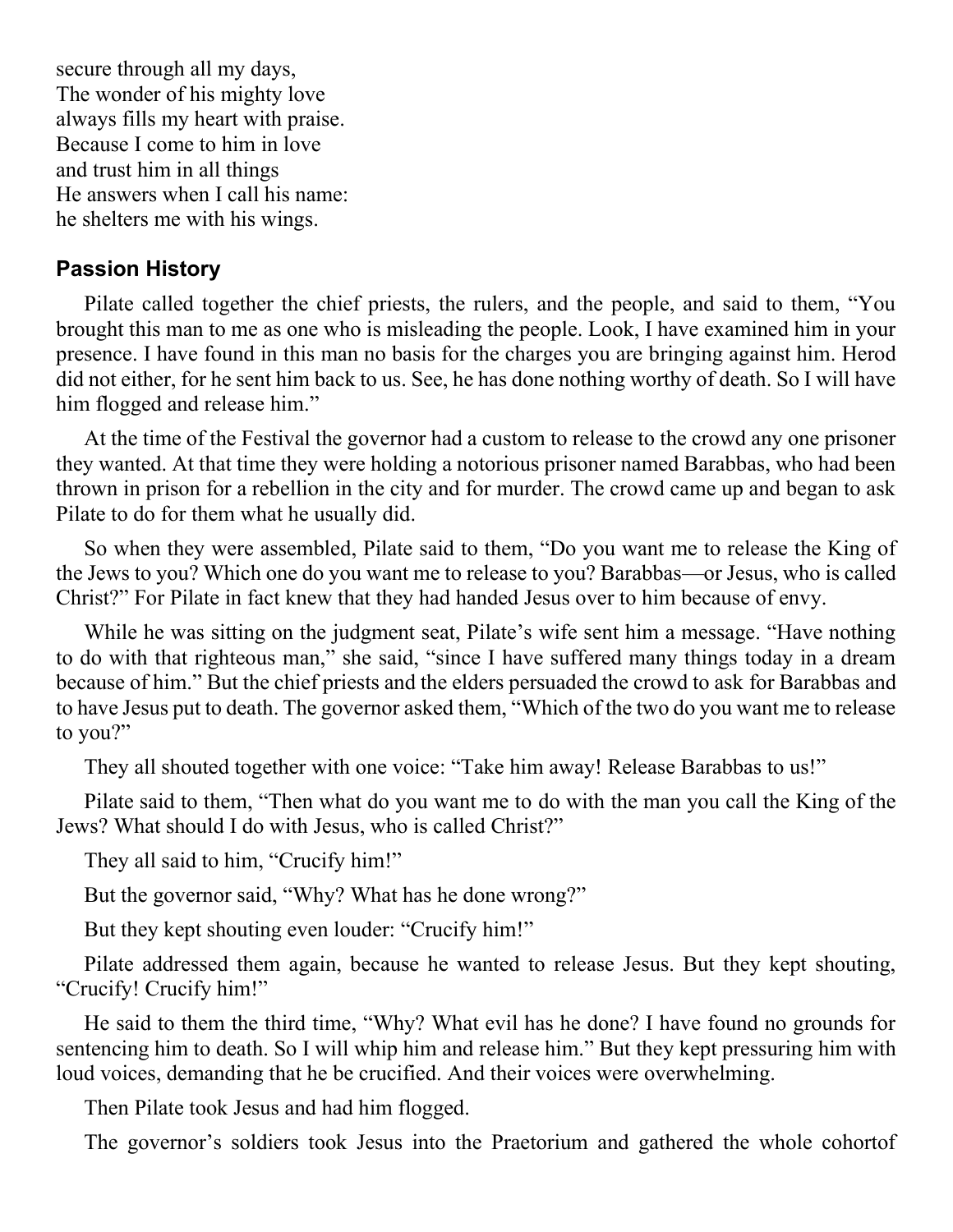secure through all my days,
The wonder of his mighty love
always fills my heart with praise.
Because I come to him in love
and trust him in all things
He answers when I call his name:
he shelters me with his wings.

## Passion History

Pilate called together the chief priests, the rulers, and the people, and said to them, “You brought this man to me as one who is misleading the people. Look, I have examined him in your presence. I have found in this man no basis for the charges you are bringing against him. Herod did not either, for he sent him back to us. See, he has done nothing worthy of death. So I will have him flogged and release him.”

At the time of the Festival the governor had a custom to release to the crowd any one prisoner they wanted. At that time they were holding a notorious prisoner named Barabbas, who had been thrown in prison for a rebellion in the city and for murder. The crowd came up and began to ask Pilate to do for them what he usually did.

So when they were assembled, Pilate said to them, “Do you want me to release the King of the Jews to you? Which one do you want me to release to you? Barabbas—or Jesus, who is called Christ?” For Pilate in fact knew that they had handed Jesus over to him because of envy.

While he was sitting on the judgment seat, Pilate’s wife sent him a message. “Have nothing to do with that righteous man,” she said, “since I have suffered many things today in a dream because of him.” But the chief priests and the elders persuaded the crowd to ask for Barabbas and to have Jesus put to death. The governor asked them, “Which of the two do you want me to release to you?”

They all shouted together with one voice: “Take him away! Release Barabbas to us!”

Pilate said to them, “Then what do you want me to do with the man you call the King of the Jews? What should I do with Jesus, who is called Christ?”

They all said to him, “Crucify him!”

But the governor said, “Why? What has he done wrong?”

But they kept shouting even louder: “Crucify him!”

Pilate addressed them again, because he wanted to release Jesus. But they kept shouting, “Crucify! Crucify him!”

He said to them the third time, “Why? What evil has he done? I have found no grounds for sentencing him to death. So I will whip him and release him.” But they kept pressuring him with loud voices, demanding that he be crucified. And their voices were overwhelming.

Then Pilate took Jesus and had him flogged.

The governor’s soldiers took Jesus into the Praetorium and gathered the whole cohortof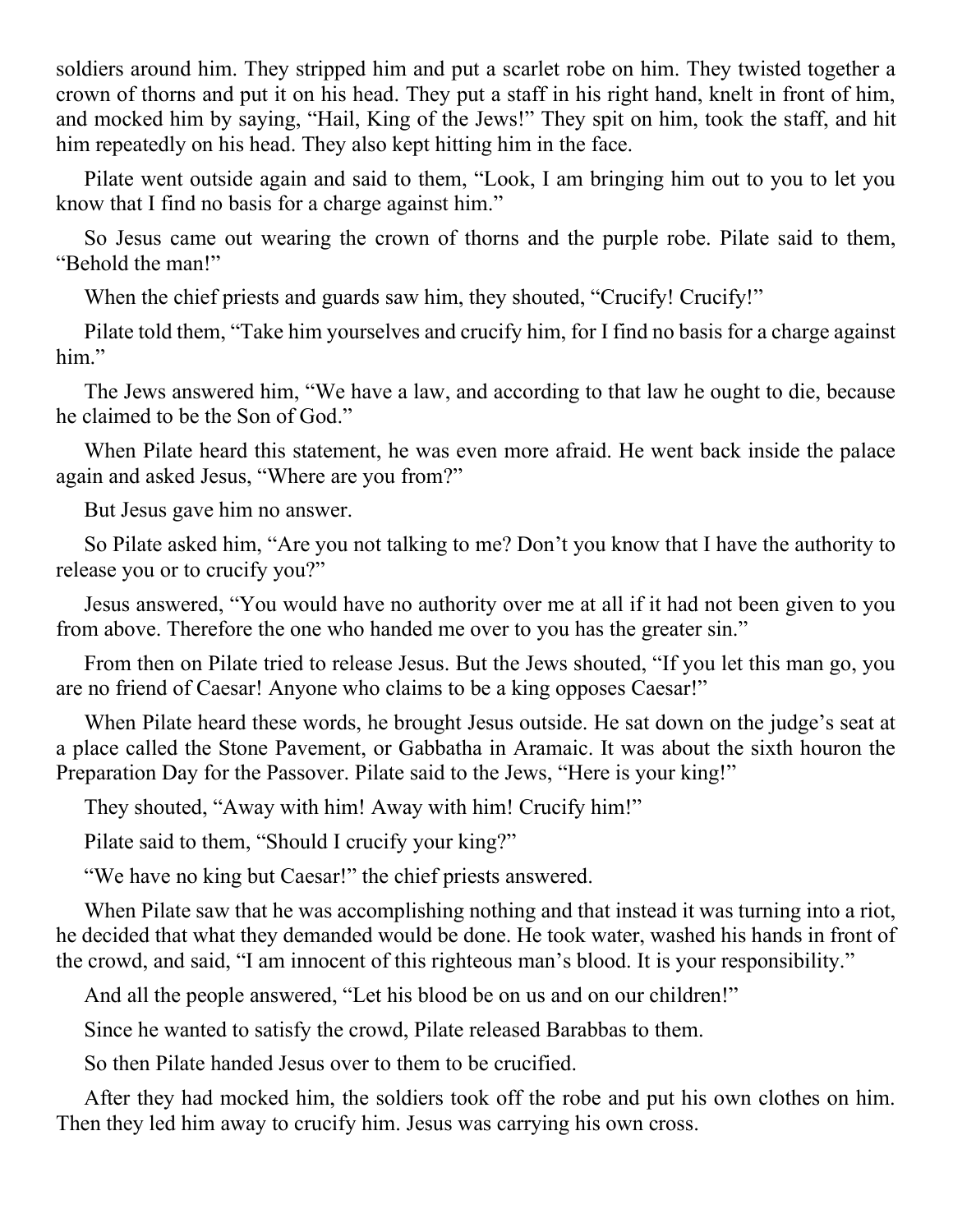soldiers around him. They stripped him and put a scarlet robe on him. They twisted together a crown of thorns and put it on his head. They put a staff in his right hand, knelt in front of him, and mocked him by saying, “Hail, King of the Jews!” They spit on him, took the staff, and hit him repeatedly on his head. They also kept hitting him in the face.

Pilate went outside again and said to them, “Look, I am bringing him out to you to let you know that I find no basis for a charge against him.”

So Jesus came out wearing the crown of thorns and the purple robe. Pilate said to them, “Behold the man!”

When the chief priests and guards saw him, they shouted, “Crucify! Crucify!”

Pilate told them, “Take him yourselves and crucify him, for I find no basis for a charge against him.”

The Jews answered him, “We have a law, and according to that law he ought to die, because he claimed to be the Son of God.”

When Pilate heard this statement, he was even more afraid. He went back inside the palace again and asked Jesus, “Where are you from?”

But Jesus gave him no answer.

So Pilate asked him, “Are you not talking to me? Don’t you know that I have the authority to release you or to crucify you?”

Jesus answered, “You would have no authority over me at all if it had not been given to you from above. Therefore the one who handed me over to you has the greater sin.”

From then on Pilate tried to release Jesus. But the Jews shouted, “If you let this man go, you are no friend of Caesar! Anyone who claims to be a king opposes Caesar!”

When Pilate heard these words, he brought Jesus outside. He sat down on the judge’s seat at a place called the Stone Pavement, or Gabbatha in Aramaic. It was about the sixth houron the Preparation Day for the Passover. Pilate said to the Jews, “Here is your king!”

They shouted, “Away with him! Away with him! Crucify him!”

Pilate said to them, “Should I crucify your king?”

“We have no king but Caesar!” the chief priests answered.

When Pilate saw that he was accomplishing nothing and that instead it was turning into a riot, he decided that what they demanded would be done. He took water, washed his hands in front of the crowd, and said, “I am innocent of this righteous man’s blood. It is your responsibility.”

And all the people answered, “Let his blood be on us and on our children!”

Since he wanted to satisfy the crowd, Pilate released Barabbas to them.

So then Pilate handed Jesus over to them to be crucified.

After they had mocked him, the soldiers took off the robe and put his own clothes on him. Then they led him away to crucify him. Jesus was carrying his own cross.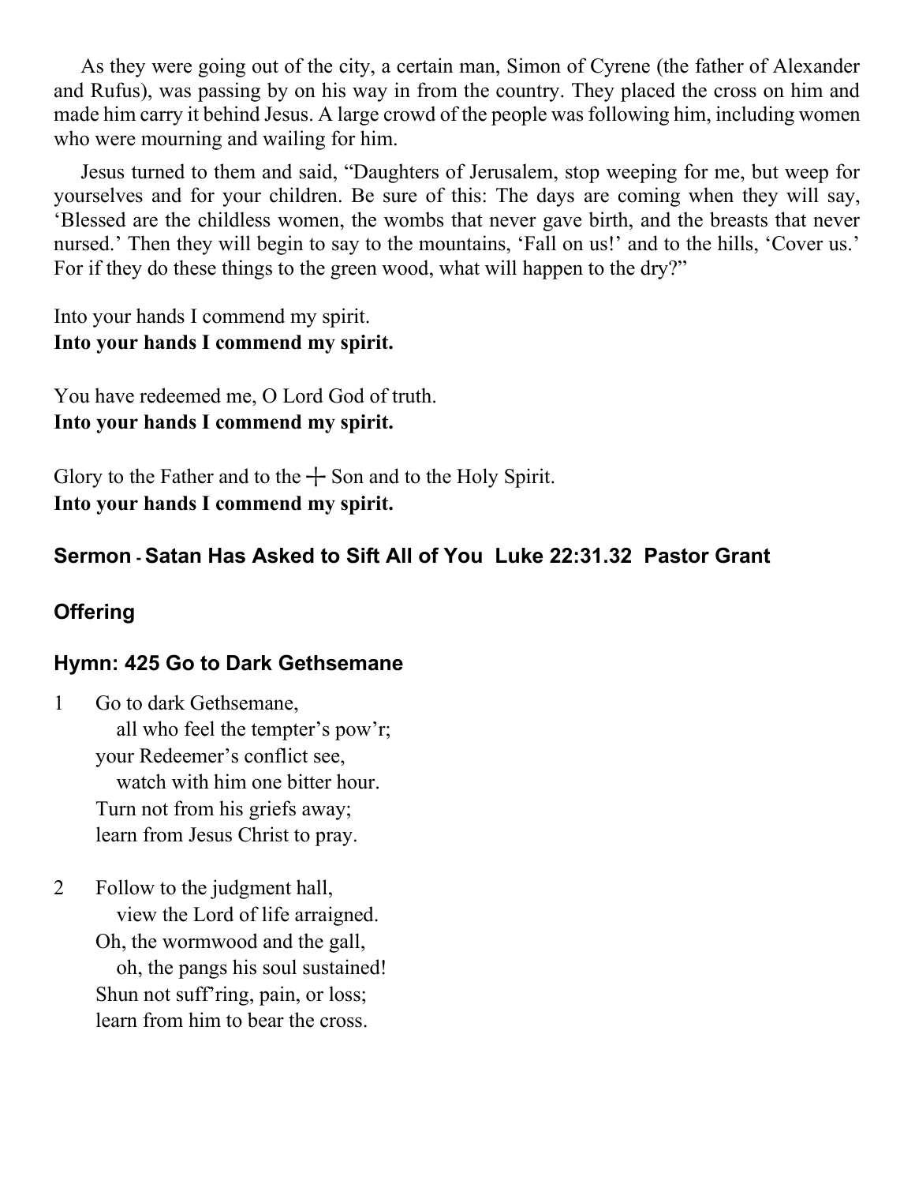As they were going out of the city, a certain man, Simon of Cyrene (the father of Alexander and Rufus), was passing by on his way in from the country. They placed the cross on him and made him carry it behind Jesus. A large crowd of the people was following him, including women who were mourning and wailing for him.

Jesus turned to them and said, "Daughters of Jerusalem, stop weeping for me, but weep for yourselves and for your children. Be sure of this: The days are coming when they will say, 'Blessed are the childless women, the wombs that never gave birth, and the breasts that never nursed.' Then they will begin to say to the mountains, 'Fall on us!' and to the hills, 'Cover us.' For if they do these things to the green wood, what will happen to the dry?"

Into your hands I commend my spirit.
**Into your hands I commend my spirit.**

You have redeemed me, O Lord God of truth.
**Into your hands I commend my spirit.**

Glory to the Father and to the ┼ Son and to the Holy Spirit.
**Into your hands I commend my spirit.**

### Sermon - Satan Has Asked to Sift All of You Luke 22:31.32 Pastor Grant

### Offering

### Hymn: 425 Go to Dark Gethsemane

1 Go to dark Gethsemane,
all who feel the tempter's pow'r;
your Redeemer's conflict see,
watch with him one bitter hour.
Turn not from his griefs away;
learn from Jesus Christ to pray.

2 Follow to the judgment hall,
view the Lord of life arraigned.
Oh, the wormwood and the gall,
oh, the pangs his soul sustained!
Shun not suff'ring, pain, or loss;
learn from him to bear the cross.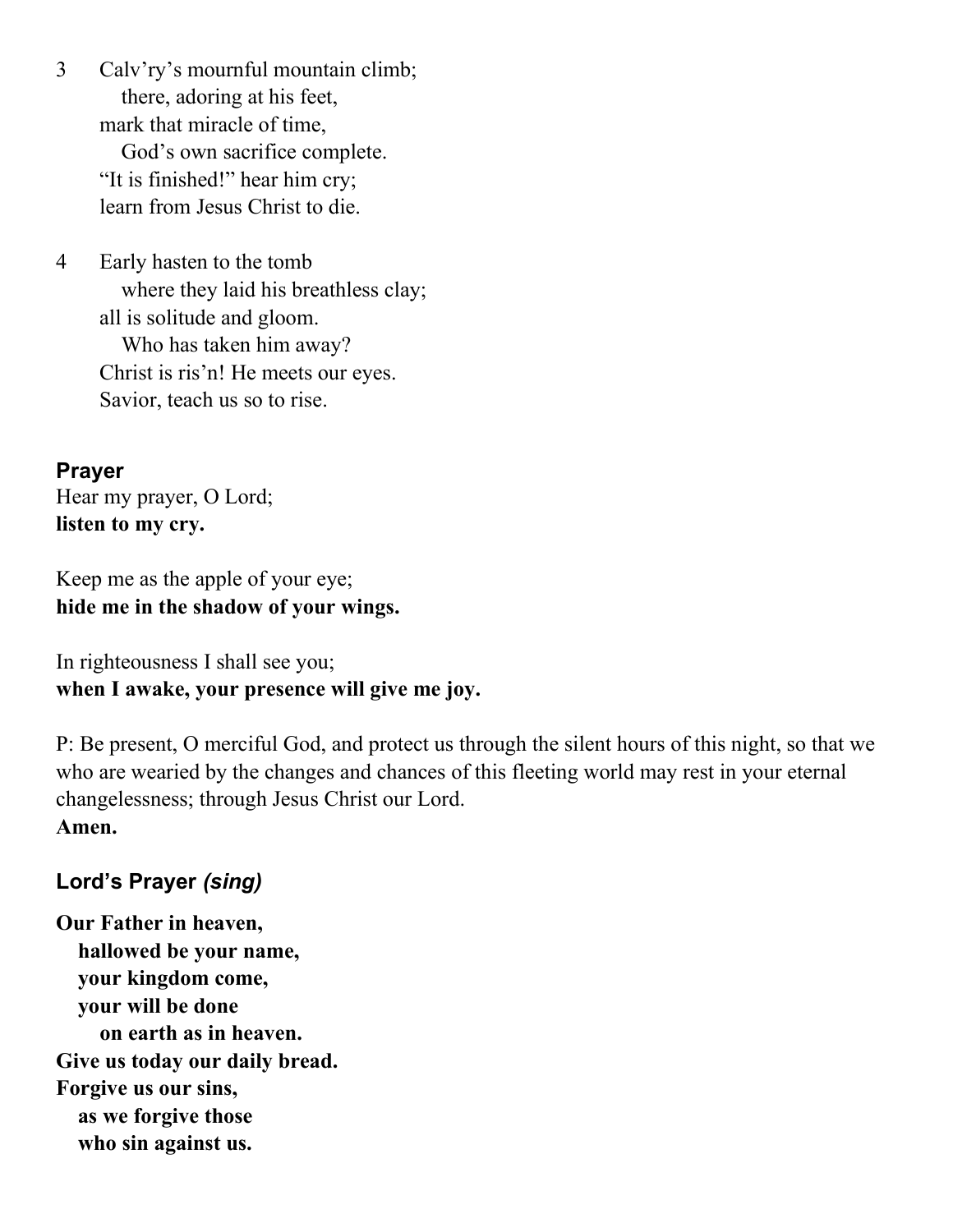3 Calv'ry's mournful mountain climb;
there, adoring at his feet,
mark that miracle of time,
God's own sacrifice complete.
"It is finished!" hear him cry;
learn from Jesus Christ to die.

4 Early hasten to the tomb
where they laid his breathless clay;
all is solitude and gloom.
Who has taken him away?
Christ is ris'n! He meets our eyes.
Savior, teach us so to rise.

### Prayer

Hear my prayer, O Lord;
**listen to my cry.**

Keep me as the apple of your eye;
**hide me in the shadow of your wings.**

In righteousness I shall see you;
**when I awake, your presence will give me joy.**

P: Be present, O merciful God, and protect us through the silent hours of this night, so that we who are wearied by the changes and chances of this fleeting world may rest in your eternal changelessness; through Jesus Christ our Lord.
**Amen.**

### Lord's Prayer *(sing)*

**Our Father in heaven,**
**hallowed be your name,**
**your kingdom come,**
**your will be done**
**on earth as in heaven.**
**Give us today our daily bread.**
**Forgive us our sins,**
**as we forgive those**
**who sin against us.**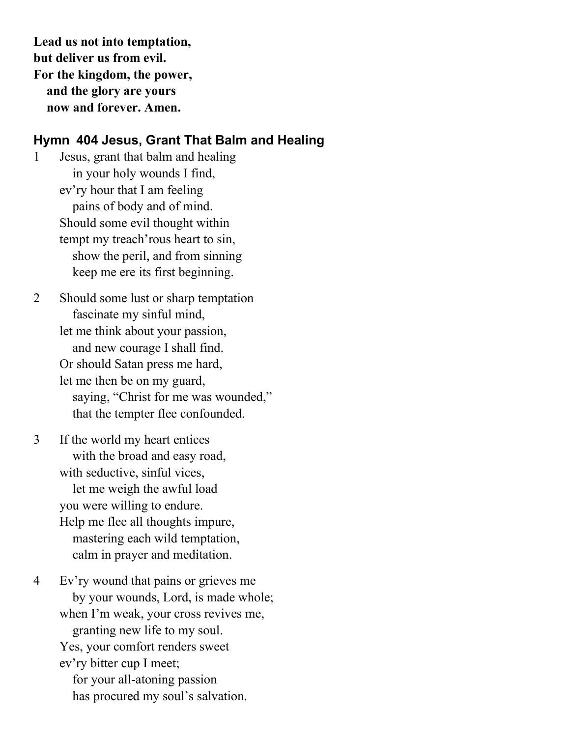**Lead us not into temptation,**
**but deliver us from evil.**
**For the kingdom, the power,**
**and the glory are yours**
**now and forever. Amen.**

### Hymn 404 Jesus, Grant That Balm and Healing

1 Jesus, grant that balm and healing
in your holy wounds I find,
ev'ry hour that I am feeling
pains of body and of mind.
Should some evil thought within
tempt my treach'rous heart to sin,
show the peril, and from sinning
keep me ere its first beginning.

2 Should some lust or sharp temptation
fascinate my sinful mind,
let me think about your passion,
and new courage I shall find.
Or should Satan press me hard,
let me then be on my guard,
saying, "Christ for me was wounded,"
that the tempter flee confounded.

3 If the world my heart entices
with the broad and easy road,
with seductive, sinful vices,
let me weigh the awful load
you were willing to endure.
Help me flee all thoughts impure,
mastering each wild temptation,
calm in prayer and meditation.

4 Ev'ry wound that pains or grieves me
by your wounds, Lord, is made whole;
when I'm weak, your cross revives me,
granting new life to my soul.
Yes, your comfort renders sweet
ev'ry bitter cup I meet;
for your all-atoning passion
has procured my soul's salvation.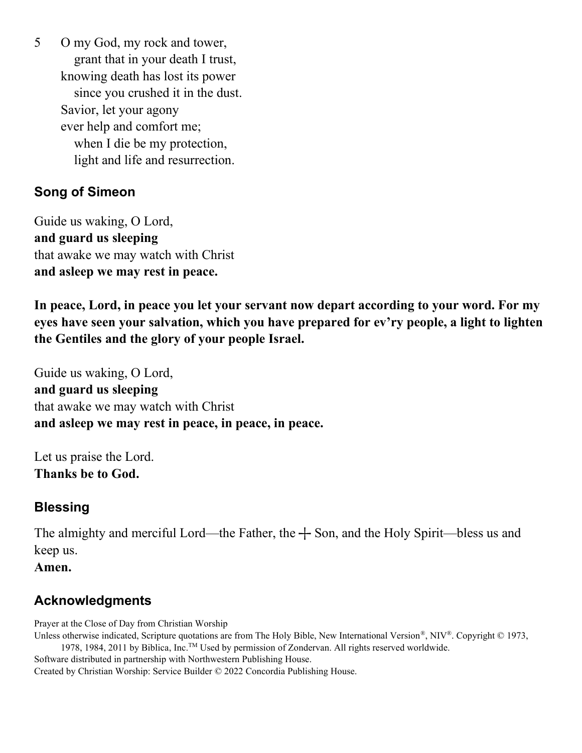5  O my God, my rock and tower,
   grant that in your death I trust,
knowing death has lost its power
   since you crushed it in the dust.
Savior, let your agony
ever help and comfort me;
   when I die be my protection,
   light and life and resurrection.

### Song of Simeon

Guide us waking, O Lord,
**and guard us sleeping**
that awake we may watch with Christ
**and asleep we may rest in peace.**

**In peace, Lord, in peace you let your servant now depart according to your word. For my eyes have seen your salvation, which you have prepared for ev'ry people, a light to lighten the Gentiles and the glory of your people Israel.**

Guide us waking, O Lord,
**and guard us sleeping**
that awake we may watch with Christ
**and asleep we may rest in peace, in peace, in peace.**

Let us praise the Lord.
**Thanks be to God.**

### Blessing

The almighty and merciful Lord—the Father, the ┼ Son, and the Holy Spirit—bless us and keep us.
**Amen.**

### Acknowledgments

Prayer at the Close of Day from Christian Worship
Unless otherwise indicated, Scripture quotations are from The Holy Bible, New International Version®, NIV®. Copyright © 1973, 1978, 1984, 2011 by Biblica, Inc.™ Used by permission of Zondervan. All rights reserved worldwide.
Software distributed in partnership with Northwestern Publishing House.
Created by Christian Worship: Service Builder © 2022 Concordia Publishing House.